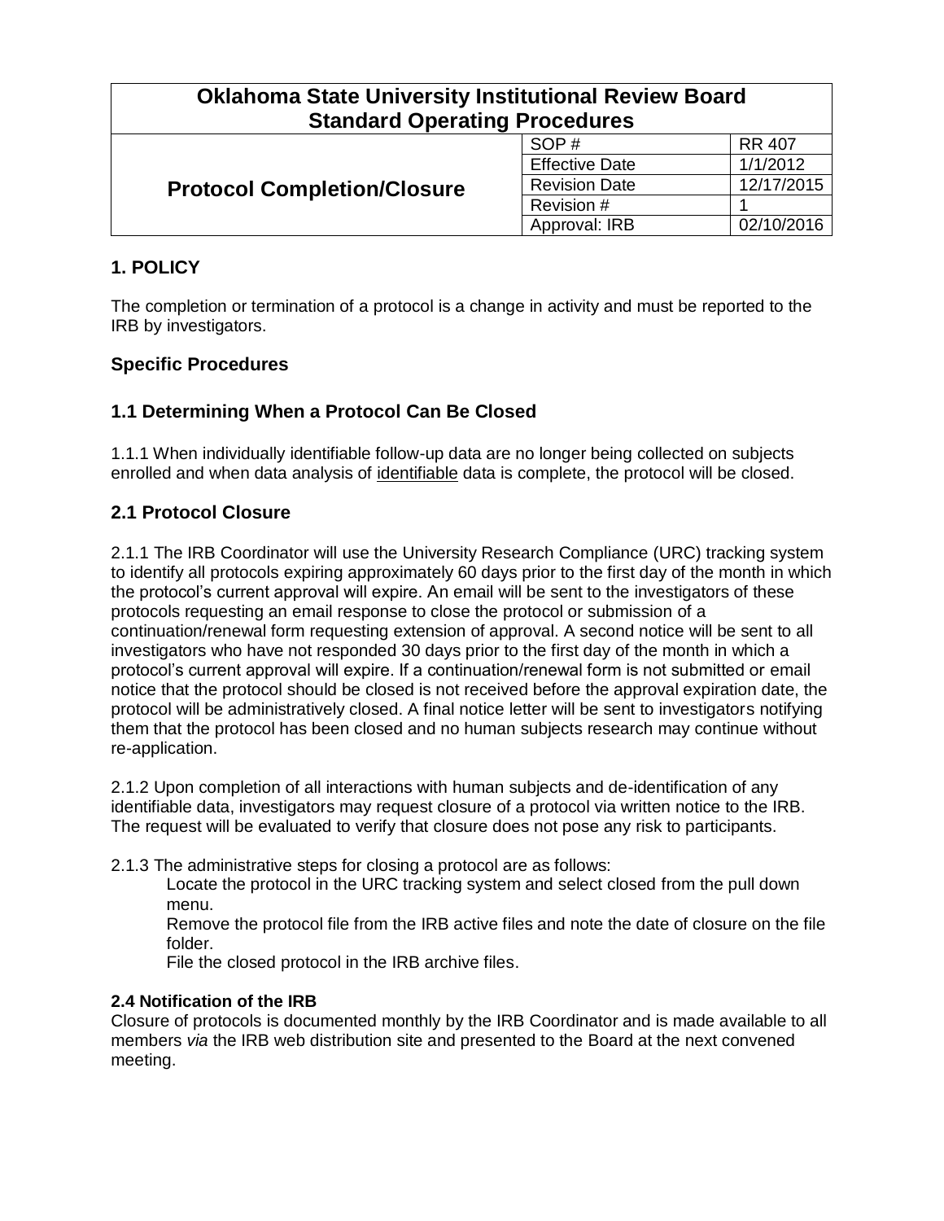| Oklahoma State University Institutional Review Board Standard Operating Procedures | | |
|---|---|---|
| **Protocol Completion/Closure** | SOP # | RR 407 |
| | Effective Date | 1/1/2012 |
| | Revision Date | 12/17/2015 |
| | Revision # | 1 |
| | Approval: IRB | 02/10/2016 |

## 1. POLICY

The completion or termination of a protocol is a change in activity and must be reported to the IRB by investigators.

## Specific Procedures

## 1.1 Determining When a Protocol Can Be Closed

1.1.1 When individually identifiable follow-up data are no longer being collected on subjects enrolled and when data analysis of <u>identifiable</u> data is complete, the protocol will be closed.

## 2.1 Protocol Closure

2.1.1 The IRB Coordinator will use the University Research Compliance (URC) tracking system to identify all protocols expiring approximately 60 days prior to the first day of the month in which the protocol's current approval will expire. An email will be sent to the investigators of these protocols requesting an email response to close the protocol or submission of a continuation/renewal form requesting extension of approval. A second notice will be sent to all investigators who have not responded 30 days prior to the first day of the month in which a protocol's current approval will expire. If a continuation/renewal form is not submitted or email notice that the protocol should be closed is not received before the approval expiration date, the protocol will be administratively closed. A final notice letter will be sent to investigators notifying them that the protocol has been closed and no human subjects research may continue without re-application.

2.1.2 Upon completion of all interactions with human subjects and de-identification of any identifiable data, investigators may request closure of a protocol via written notice to the IRB. The request will be evaluated to verify that closure does not pose any risk to participants.

2.1.3 The administrative steps for closing a protocol are as follows:

Locate the protocol in the URC tracking system and select closed from the pull down menu.

Remove the protocol file from the IRB active files and note the date of closure on the file folder.

File the closed protocol in the IRB archive files.

**2.4 Notification of the IRB**

Closure of protocols is documented monthly by the IRB Coordinator and is made available to all members *via* the IRB web distribution site and presented to the Board at the next convened meeting.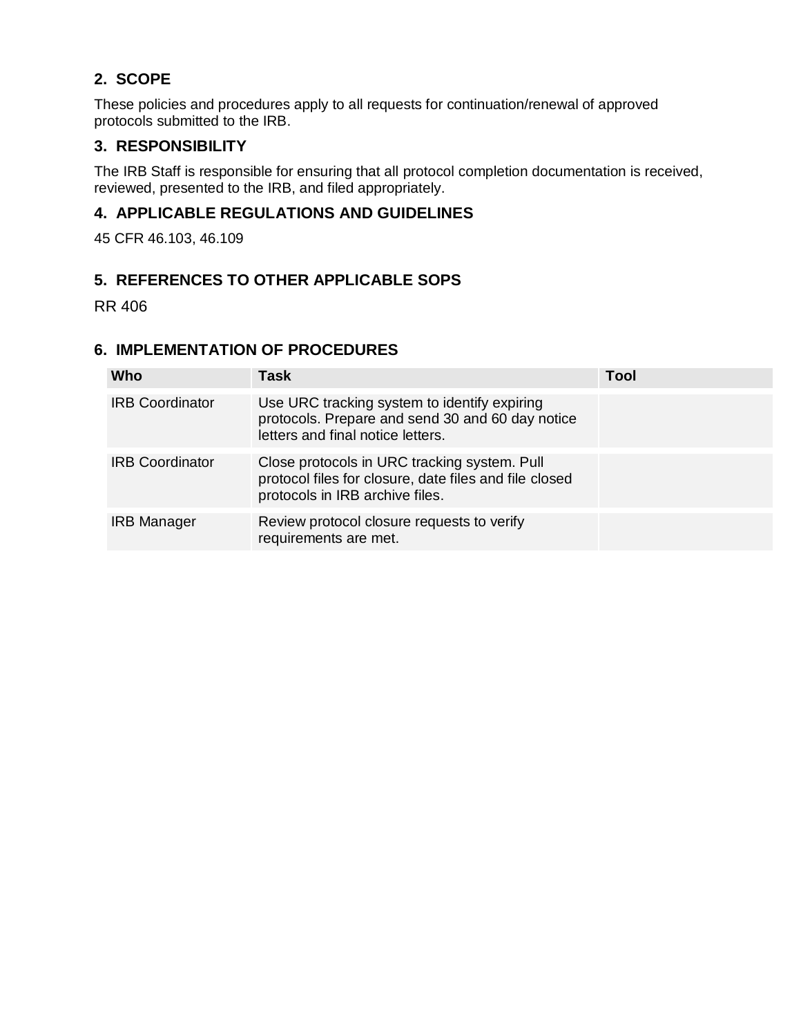## 2. SCOPE

These policies and procedures apply to all requests for continuation/renewal of approved protocols submitted to the IRB.

## 3. RESPONSIBILITY

The IRB Staff is responsible for ensuring that all protocol completion documentation is received, reviewed, presented to the IRB, and filed appropriately.

## 4. APPLICABLE REGULATIONS AND GUIDELINES

45 CFR 46.103, 46.109

## 5. REFERENCES TO OTHER APPLICABLE SOPS

RR 406

## 6. IMPLEMENTATION OF PROCEDURES

| Who | Task | Tool |
|---|---|---|
| IRB Coordinator | Use URC tracking system to identify expiring protocols. Prepare and send 30 and 60 day notice letters and final notice letters. | |
| IRB Coordinator | Close protocols in URC tracking system. Pull protocol files for closure, date files and file closed protocols in IRB archive files. | |
| IRB Manager | Review protocol closure requests to verify requirements are met. | |